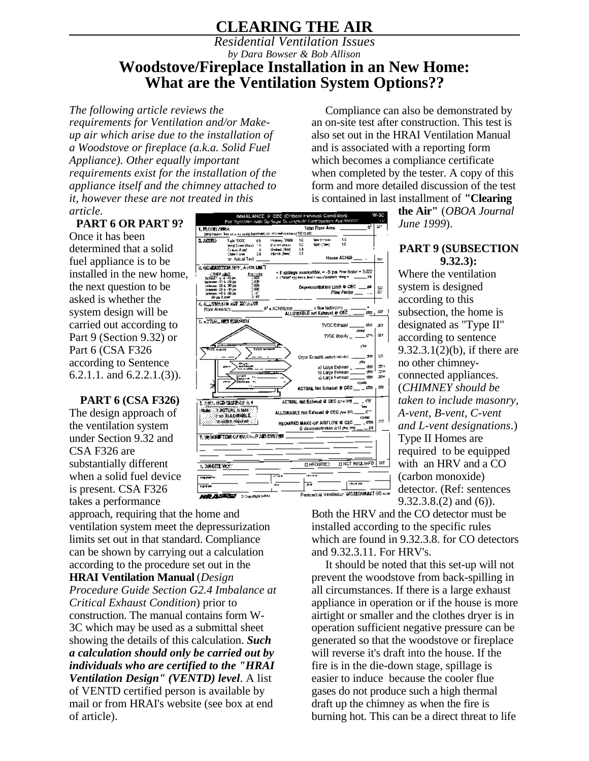# CLEARING THE AIR

*Residential Ventilation Issues*

*by Dara Bowser & Bob Allison*

## Woodstove/Fireplace Installation in an New Home: What are the Ventilation System Options??

*The following article reviews the requirements for Ventilation and/or Make-up air which arise due to the installation of a Woodstove or fireplace (a.k.a. Solid Fuel Appliance). Other equally important requirements exist for the installation of the appliance itself and the chimney attached to it, however these are not treated in this article.*

### PART 6 OR PART 9?

Once it has been determined that a solid fuel appliance is to be installed in the new home, the next question to be asked is whether the system design will be carried out according to Part 9 (Section 9.32) or Part 6 (CSA F326 according to Sentence 6.2.1.1. and 6.2.2.1.(3)).

### PART 6 (CSA F326)

The design approach of the ventilation system under Section 9.32 and CSA F326 are substantially different when a solid fuel device is present. CSA F326 takes a performance approach, requiring that the home and ventilation system meet the depressurization limits set out in that standard. Compliance can be shown by carrying out a calculation according to the procedure set out in the **HRAI Ventilation Manual** (*Design Procedure Guide Section G2.4 Imbalance at Critical Exhaust Condition*) prior to construction. The manual contains form W-3C which may be used as a submittal sheet showing the details of this calculation. ***Such a calculation should only be carried out by individuals who are certified to the "HRAI Ventilation Design" (VENTD) level***. A list of VENTD certified person is available by mail or from HRAI's website (see box at end of article).

Compliance can also be demonstrated by an on-site test after construction. This test is also set out in the HRAI Ventilation Manual and is associated with a reporting form which becomes a compliance certificate when completed by the tester. A copy of this form and more detailed discussion of the test is contained in last installment of **"Clearing the Air"** (*OBOA Journal June 1999*).

### PART 9 (SUBSECTION 9.32.3):

Where the ventilation system is designed according to this subsection, the home is designated as "Type II" according to sentence 9.32.3.1(2)(b), if there are no other chimney-connected appliances. (*CHIMNEY should be taken to include masonry, A-vent, B-vent, C-vent and L-vent designations*.) Type II Homes are required to be equipped with an HRV and a CO (carbon monoxide) detector. (Ref: sentences 9.32.3.8.(2) and (6)).

Both the HRV and the CO detector must be installed according to the specific rules which are found in 9.32.3.8. for CO detectors and 9.32.3.11. For HRV's.

It should be noted that this set-up will not prevent the woodstove from back-spilling in all circumstances. If there is a large exhaust appliance in operation or if the house is more airtight or smaller and the clothes dryer is in operation sufficient negative pressure can be generated so that the woodstove or fireplace will reverse it's draft into the house. If the fire is in the die-down stage, spillage is easier to induce because the cooler flue gases do not produce such a high thermal draft up the chimney as when the fire is burning hot. This can be a direct threat to life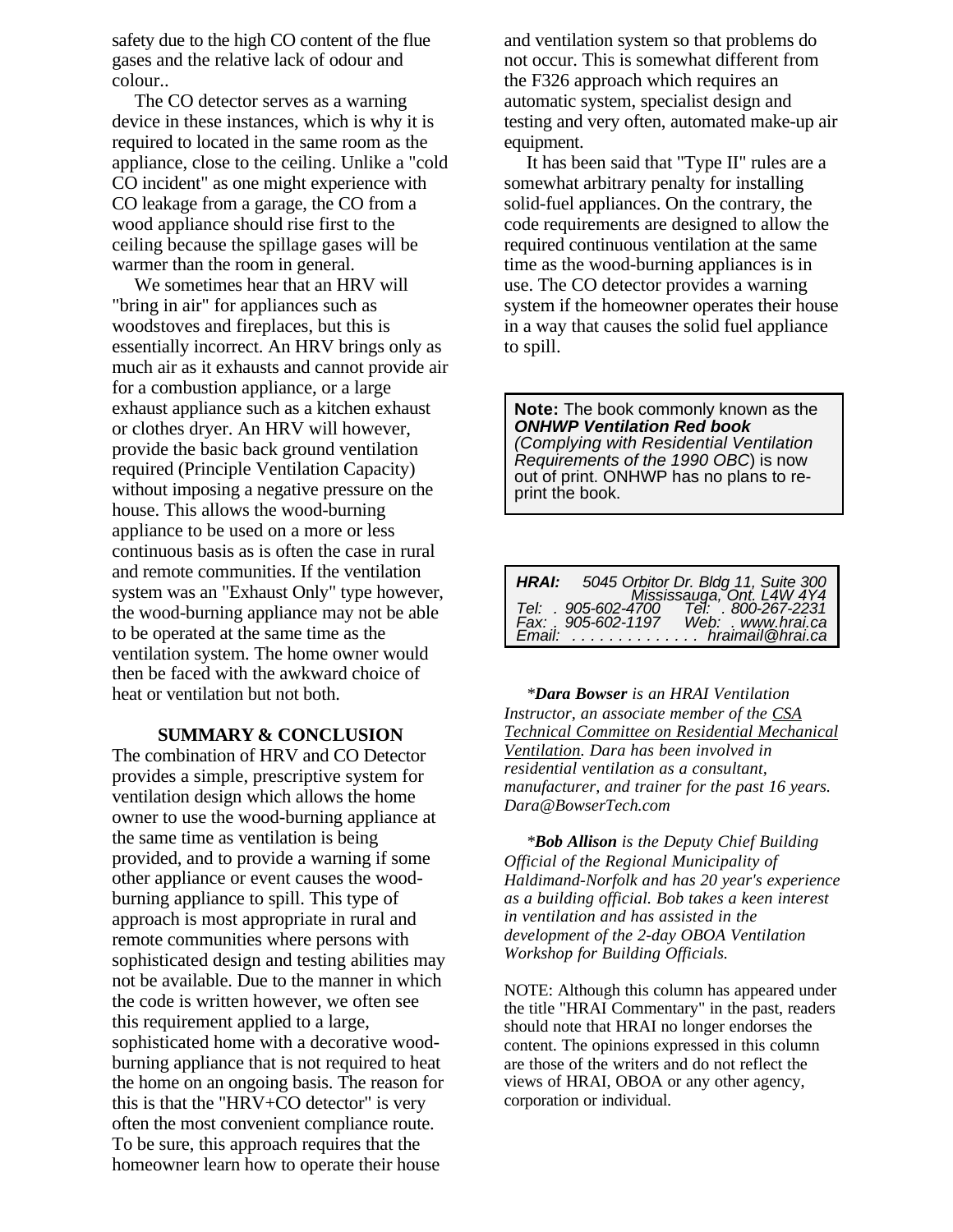safety due to the high CO content of the flue gases and the relative lack of odour and colour..

The CO detector serves as a warning device in these instances, which is why it is required to located in the same room as the appliance, close to the ceiling. Unlike a "cold CO incident" as one might experience with CO leakage from a garage, the CO from a wood appliance should rise first to the ceiling because the spillage gases will be warmer than the room in general.

We sometimes hear that an HRV will "bring in air" for appliances such as woodstoves and fireplaces, but this is essentially incorrect. An HRV brings only as much air as it exhausts and cannot provide air for a combustion appliance, or a large exhaust appliance such as a kitchen exhaust or clothes dryer. An HRV will however, provide the basic back ground ventilation required (Principle Ventilation Capacity) without imposing a negative pressure on the house. This allows the wood-burning appliance to be used on a more or less continuous basis as is often the case in rural and remote communities. If the ventilation system was an "Exhaust Only" type however, the wood-burning appliance may not be able to be operated at the same time as the ventilation system. The home owner would then be faced with the awkward choice of heat or ventilation but not both.

## SUMMARY & CONCLUSION

The combination of HRV and CO Detector provides a simple, prescriptive system for ventilation design which allows the home owner to use the wood-burning appliance at the same time as ventilation is being provided, and to provide a warning if some other appliance or event causes the wood-burning appliance to spill. This type of approach is most appropriate in rural and remote communities where persons with sophisticated design and testing abilities may not be available. Due to the manner in which the code is written however, we often see this requirement applied to a large, sophisticated home with a decorative wood-burning appliance that is not required to heat the home on an ongoing basis. The reason for this is that the "HRV+CO detector" is very often the most convenient compliance route. To be sure, this approach requires that the homeowner learn how to operate their house and ventilation system so that problems do not occur. This is somewhat different from the F326 approach which requires an automatic system, specialist design and testing and very often, automated make-up air equipment.

It has been said that "Type II" rules are a somewhat arbitrary penalty for installing solid-fuel appliances. On the contrary, the code requirements are designed to allow the required continuous ventilation at the same time as the wood-burning appliances is in use. The CO detector provides a warning system if the homeowner operates their house in a way that causes the solid fuel appliance to spill.

**Note:** The book commonly known as the ***ONHWP Ventilation Red book*** (*Complying with Residential Ventilation Requirements of the 1990 OBC*) is now out of print. ONHWP has no plans to re-print the book.

***HRAI:*** *5045 Orbitor Dr. Bldg 11, Suite 300*
*Mississauga, Ont. L4W 4Y4*
*Tel: . 905-602-4700 Tel: . 800-267-2231*
*Fax: . 905-602-1197 Web: . www.hrai.ca*
*Email: . . . . . . . . . . . . . . hraimail@hrai.ca*

*\*__Dara Bowser__ is an HRAI Ventilation Instructor, an associate member of the CSA Technical Committee on Residential Mechanical Ventilation. Dara has been involved in residential ventilation as a consultant, manufacturer, and trainer for the past 16 years. Dara@BowserTech.com*

*\*__Bob Allison__ is the Deputy Chief Building Official of the Regional Municipality of Haldimand-Norfolk and has 20 year's experience as a building official. Bob takes a keen interest in ventilation and has assisted in the development of the 2-day OBOA Ventilation Workshop for Building Officials.*

NOTE: Although this column has appeared under the title "HRAI Commentary" in the past, readers should note that HRAI no longer endorses the content. The opinions expressed in this column are those of the writers and do not reflect the views of HRAI, OBOA or any other agency, corporation or individual.